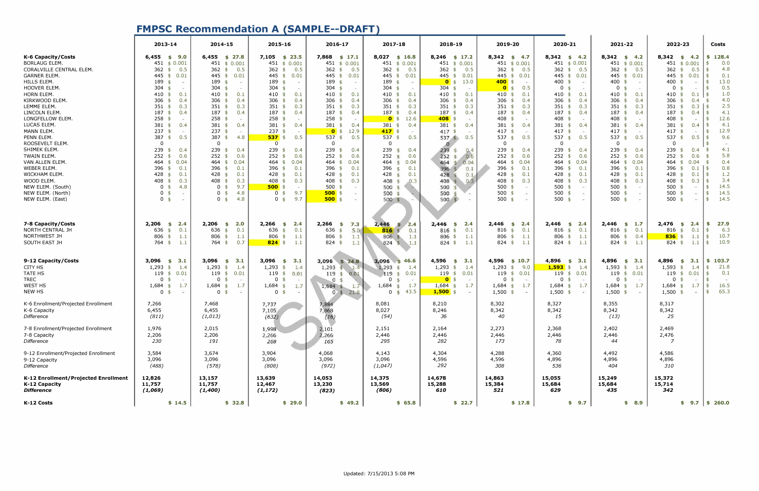# FMPSC Recommendation A (SAMPLE--DRAFT)

| | 2013-14 | | 2014-15 | | 2015-16 | | 2016-17 | | 2017-18 | | 2018-19 | | 2019-20 | | 2020-21 | | 2021-22 | | 2022-23 | | Costs |
|---|---|---|---|---|---|---|---|---|---|---|---|---|---|---|---|---|---|---|---|---|---|
| **K-6 Capacity/Costs** | **6,455** | **$ 9.0** | **6,455** | **$ 27.8** | **7,105** | **$ 23.5** | **7,868** | **$ 17.1** | **8,027** | **$ 16.8** | **8,246** | **$ 17.2** | **8,342** | **$ 4.7** | **8,342** | **$ 4.2** | **8,342** | **$ 4.2** | **8,342** | **$ 4.2** | **$ 128.4** |
| BORLAUG ELEM. | 451 | $ 0.001 | 451 | $ 0.001 | 451 | $ 0.001 | 451 | $ 0.001 | 451 | $ 0.001 | 451 | $ 0.001 | 451 | $ 0.001 | 451 | $ 0.001 | 451 | $ 0.001 | 451 | $ 0.001 | $ 0.0 |
| CORALVILLE CENTRAL ELEM. | 362 | $ 0.5 | 362 | $ 0.5 | 362 | $ 0.5 | 362 | $ 0.5 | 362 | $ 0.5 | 362 | $ 0.5 | 362 | $ 0.5 | 362 | $ 0.5 | 362 | $ 0.5 | 362 | $ 0.5 | $ 4.8 |
| GARNER ELEM. | 445 | $ 0.01 | 445 | $ 0.01 | 445 | $ 0.01 | 445 | $ 0.01 | 445 | $ 0.01 | 445 | $ 0.01 | 445 | $ 0.01 | 445 | $ 0.01 | 445 | $ 0.01 | 445 | $ 0.01 | $ 0.1 |
| HILLS ELEM. | 189 | $ - | 189 | $ - | 189 | $ - | 189 | $ - | 189 | $ - | **0** | $ 13.0 | **400** | $ - | 400 | $ - | 400 | $ - | 400 | $ - | $ 13.0 |
| HOOVER ELEM. | 304 | $ - | 304 | $ - | 304 | $ - | 304 | $ - | 304 | $ - | 304 | $ - | **0** | $ 0.5 | 0 | $ - | 0 | $ - | 0 | $ - | $ 0.5 |
| HORN ELEM. | 410 | $ 0.1 | 410 | $ 0.1 | 410 | $ 0.1 | 410 | $ 0.1 | 410 | $ 0.1 | 410 | $ 0.1 | 410 | $ 0.1 | 410 | $ 0.1 | 410 | $ 0.1 | 410 | $ 0.1 | $ 1.0 |
| KIRKWOOD ELEM. | 306 | $ 0.4 | 306 | $ 0.4 | 306 | $ 0.4 | 306 | $ 0.4 | 306 | $ 0.4 | 306 | $ 0.4 | 306 | $ 0.4 | 306 | $ 0.4 | 306 | $ 0.4 | 306 | $ 0.4 | $ 4.0 |
| LEMME ELEM. | 351 | $ 0.3 | 351 | $ 0.3 | 351 | $ 0.3 | 351 | $ 0.3 | 351 | $ 0.3 | 351 | $ 0.3 | 351 | $ 0.3 | 351 | $ 0.3 | 351 | $ 0.3 | 351 | $ 0.3 | $ 2.5 |
| LINCOLN ELEM. | 187 | $ 0.4 | 187 | $ 0.4 | 187 | $ 0.4 | 187 | $ 0.4 | 187 | $ 0.4 | 187 | $ 0.4 | 187 | $ 0.4 | 187 | $ 0.4 | 187 | $ 0.4 | 187 | $ 0.4 | $ 4.1 |
| LONGFELLOW ELEM. | 258 | $ - | 258 | $ - | 258 | $ - | 258 | $ - | **0** | $ 12.6 | **408** | $ - | 408 | $ - | 408 | $ - | 408 | $ - | 408 | $ - | $ 12.6 |
| LUCAS ELEM. | 381 | $ 0.4 | 381 | $ 0.4 | 381 | $ 0.4 | 381 | $ 0.4 | 381 | $ 0.4 | 381 | $ 0.4 | 381 | $ 0.4 | 381 | $ 0.4 | 381 | $ 0.4 | 381 | $ 0.4 | $ 4.1 |
| MANN ELEM. | 237 | $ - | 237 | $ - | 237 | $ - | **0** | $ 12.9 | **417** | $ - | 417 | $ - | 417 | $ - | 417 | $ - | 417 | $ - | 417 | $ - | $ 12.9 |
| PENN ELEM. | 387 | $ 0.5 | 387 | $ 4.8 | **537** | $ 0.5 | 537 | $ 0.5 | 537 | $ 0.5 | 537 | $ 0.5 | 537 | $ 0.5 | 537 | $ 0.5 | 537 | $ 0.5 | 537 | $ 0.5 | $ 9.6 |
| ROOSEVELT ELEM. | 0 | | 0 | | 0 | | 0 | | 0 | | 0 | | 0 | | 0 | | 0 | | 0 | | $ - |
| SHIMEK ELEM. | 239 | $ 0.4 | 239 | $ 0.4 | 239 | $ 0.4 | 239 | $ 0.4 | 239 | $ 0.4 | 239 | $ 0.4 | 239 | $ 0.4 | 239 | $ 0.4 | 239 | $ 0.4 | 239 | $ 0.4 | $ 4.1 |
| TWAIN ELEM. | 252 | $ 0.6 | 252 | $ 0.6 | 252 | $ 0.6 | 252 | $ 0.6 | 252 | $ 0.6 | 252 | $ 0.6 | 252 | $ 0.6 | 252 | $ 0.6 | 252 | $ 0.6 | 252 | $ 0.6 | $ 5.8 |
| VAN ALLEN ELEM. | 464 | $ 0.04 | 464 | $ 0.04 | 464 | $ 0.04 | 464 | $ 0.04 | 464 | $ 0.04 | 464 | $ 0.04 | 464 | $ 0.04 | 464 | $ 0.04 | 464 | $ 0.04 | 464 | $ 0.04 | $ 0.4 |
| WEBER ELEM. | 396 | $ 0.1 | 396 | $ 0.1 | 396 | $ 0.1 | 396 | $ 0.1 | 396 | $ 0.1 | 396 | $ 0.1 | 396 | $ 0.1 | 396 | $ 0.1 | 396 | $ 0.1 | 396 | $ 0.1 | $ 0.8 |
| WICKHAM ELEM. | 428 | $ 0.1 | 428 | $ 0.1 | 428 | $ 0.1 | 428 | $ 0.1 | 428 | $ 0.1 | 428 | $ 0.1 | 428 | $ 0.1 | 428 | $ 0.1 | 428 | $ 0.1 | 428 | $ 0.1 | $ 1.2 |
| WOOD ELEM. | 408 | $ 0.3 | 408 | $ 0.3 | 408 | $ 0.3 | 408 | $ 0.3 | 408 | $ 0.3 | 408 | $ 0.3 | 408 | $ 0.3 | 408 | $ 0.3 | 408 | $ 0.3 | 408 | $ 0.3 | $ 3.4 |
| NEW ELEM. (South) | 0 | $ 4.8 | 0 | $ 9.7 | **500** | $ - | 500 | $ - | 500 | $ - | 500 | $ - | 500 | $ - | 500 | $ - | 500 | $ - | 500 | $ - | $ 14.5 |
| NEW ELEM. (North) | 0 | $ - | 0 | $ 4.8 | 0 | $ 9.7 | **500** | $ - | 500 | $ - | 500 | $ - | 500 | $ - | 500 | $ - | 500 | $ - | 500 | $ - | $ 14.5 |
| NEW ELEM. (East) | 0 | $ - | 0 | $ 4.8 | 0 | $ 9.7 | **500** | $ - | 500 | $ - | 500 | $ - | 500 | $ - | 500 | $ - | 500 | $ - | 500 | $ - | $ 14.5 |
| **7-8 Capacity/Costs** | **2,206** | **$ 2.4** | **2,206** | **$ 2.0** | **2,266** | **$ 2.4** | **2,266** | **$ 7.3** | **2,446** | **$ 2.4** | **2,446** | **$ 2.4** | **2,446** | **$ 2.4** | **2,446** | **$ 2.4** | **2,446** | **$ 1.7** | **2,476** | **$ 2.4** | **$ 27.9** |
| NORTH CENTRAL JH | 636 | $ 0.1 | 636 | $ 0.1 | 636 | $ 0.1 | 636 | $ 5.0 | **816** | $ 0.1 | 816 | $ 0.1 | 816 | $ 0.1 | 816 | $ 0.1 | 816 | $ 0.1 | 816 | $ 0.1 | $ 6.3 |
| NORTHWEST JH | 806 | $ 1.1 | 806 | $ 1.1 | 806 | $ 1.1 | 806 | $ 1.1 | 806 | $ 1.1 | 806 | $ 1.1 | 806 | $ 1.1 | 806 | $ 1.1 | 806 | $ 0.4 | **836** | $ 1.1 | $ 10.7 |
| SOUTH EAST JH | 764 | $ 1.1 | 764 | $ 0.7 | **824** | $ 1.1 | 824 | $ 1.1 | 824 | $ 1.1 | 824 | $ 1.1 | 824 | $ 1.1 | 824 | $ 1.1 | 824 | $ 1.1 | 824 | $ 1.1 | $ 10.9 |
| **9-12 Capacity/Costs** | **3,096** | **$ 3.1** | **3,096** | **$ 3.1** | **3,096** | **$ 3.1** | **3,096** | **$ 24.8** | **3,096** | **$ 46.6** | **4,596** | **$ 3.1** | **4,596** | **$ 10.7** | **4,896** | **$ 3.1** | **4,896** | **$ 3.1** | **4,896** | **$ 3.1** | **$ 103.7** |
| CITY HS | 1,293 | $ 1.4 | 1,293 | $ 1.4 | 1,293 | $ 1.4 | 1,293 | $ 1.4 | 1,293 | $ 1.4 | 1,293 | $ 1.4 | 1,293 | $ 9.0 | **1,593** | $ 1.4 | 1,593 | $ 1.4 | 1,593 | $ 1.4 | $ 21.8 |
| TATE HS | 119 | $ 0.01 | 119 | $ 0.01 | 119 | $ 0.01 | 119 | $ 0.01 | 119 | $ 0.01 | 119 | $ 0.01 | 119 | $ 0.01 | 119 | $ 0.01 | 119 | $ 0.01 | 119 | $ 0.01 | $ 0.1 |
| TREC | 0 | $ - | 0 | $ - | 0 | $ - | 0 | $ - | 0 | $ - | **0** | $ - | 0 | $ - | 0 | $ - | 0 | $ - | 0 | $ - | $ - |
| WEST HS | 1,684 | $ 1.7 | 1,684 | $ 1.7 | 1,684 | $ 1.7 | 1,684 | $ 1.7 | 1,684 | $ 1.7 | 1,684 | $ 1.7 | 1,684 | $ 1.7 | 1,684 | $ 1.7 | 1,684 | $ 1.7 | 1,684 | $ 1.7 | $ 16.5 |
| NEW HS | 0 | $ - | 0 | $ - | 0 | $ - | 0 | $ 21.8 | 0 | $ 43.5 | **1,500** | $ - | 1,500 | $ - | 1,500 | $ - | 1,500 | $ - | 1,500 | $ - | $ 65.3 |
| K-6 Enrollment/Projected Enrollment | 7,266 | | 7,468 | | 7,737 | | 7,884 | | 8,081 | | 8,210 | | 8,302 | | 8,327 | | 8,355 | | 8,317 | | |
| K-6 Capacity | 6,455 | | 6,455 | | 7,105 | | 7,868 | | 8,027 | | 8,246 | | 8,342 | | 8,342 | | 8,342 | | 8,342 | | |
| *Difference* | *(811)* | | *(1,013)* | | *(632)* | | *(16)* | | *(54)* | | *36* | | *40* | | *15* | | *(13)* | | *25* | | |
| 7-8 Enrollment/Projected Enrollment | 1,976 | | 2,015 | | 1,998 | | 2,101 | | 2,151 | | 2,164 | | 2,273 | | 2,368 | | 2,402 | | 2,469 | | |
| 7-8 Capacity | 2,206 | | 2,206 | | 2,266 | | 2,266 | | 2,446 | | 2,446 | | 2,446 | | 2,446 | | 2,446 | | 2,476 | | |
| *Difference* | *230* | | *191* | | *268* | | *165* | | *295* | | *282* | | *173* | | *78* | | *44* | | *7* | | |
| 9-12 Enrollment/Projected Enrollment | 3,584 | | 3,674 | | 3,904 | | 4,068 | | 4,143 | | 4,304 | | 4,288 | | 4,360 | | 4,492 | | 4,586 | | |
| 9-12 Capacity | 3,096 | | 3,096 | | 3,096 | | 3,096 | | 3,096 | | 4,596 | | 4,596 | | 4,896 | | 4,896 | | 4,896 | | |
| *Difference* | *(488)* | | *(578)* | | *(808)* | | *(972)* | | *(1,047)* | | *292* | | *308* | | *536* | | *404* | | *310* | | |
| **K-12 Enrollment/Projected Enrollment** | **12,826** | | **13,157** | | **13,639** | | **14,053** | | **14,375** | | **14,678** | | **14,863** | | **15,055** | | **15,249** | | **15,372** | | |
| **K-12 Capacity** | **11,757** | | **11,757** | | **12,467** | | **13,230** | | **13,569** | | **15,288** | | **15,384** | | **15,684** | | **15,684** | | **15,714** | | |
| ***Difference*** | ***(1,069)*** | | ***(1,400)*** | | ***(1,172)*** | | ***(823)*** | | ***(806)*** | | ***610*** | | ***521*** | | ***629*** | | ***435*** | | ***342*** | | |
| **K-12 Costs** | | **$ 14.5** | | **$ 32.8** | | **$ 29.0** | | **$ 49.2** | | **$ 65.8** | | **$ 22.7** | | **$ 17.8** | | **$ 9.7** | | **$ 8.9** | | **$ 9.7** | **$ 260.0** |

Updated: 7/15/2013 5:08 PM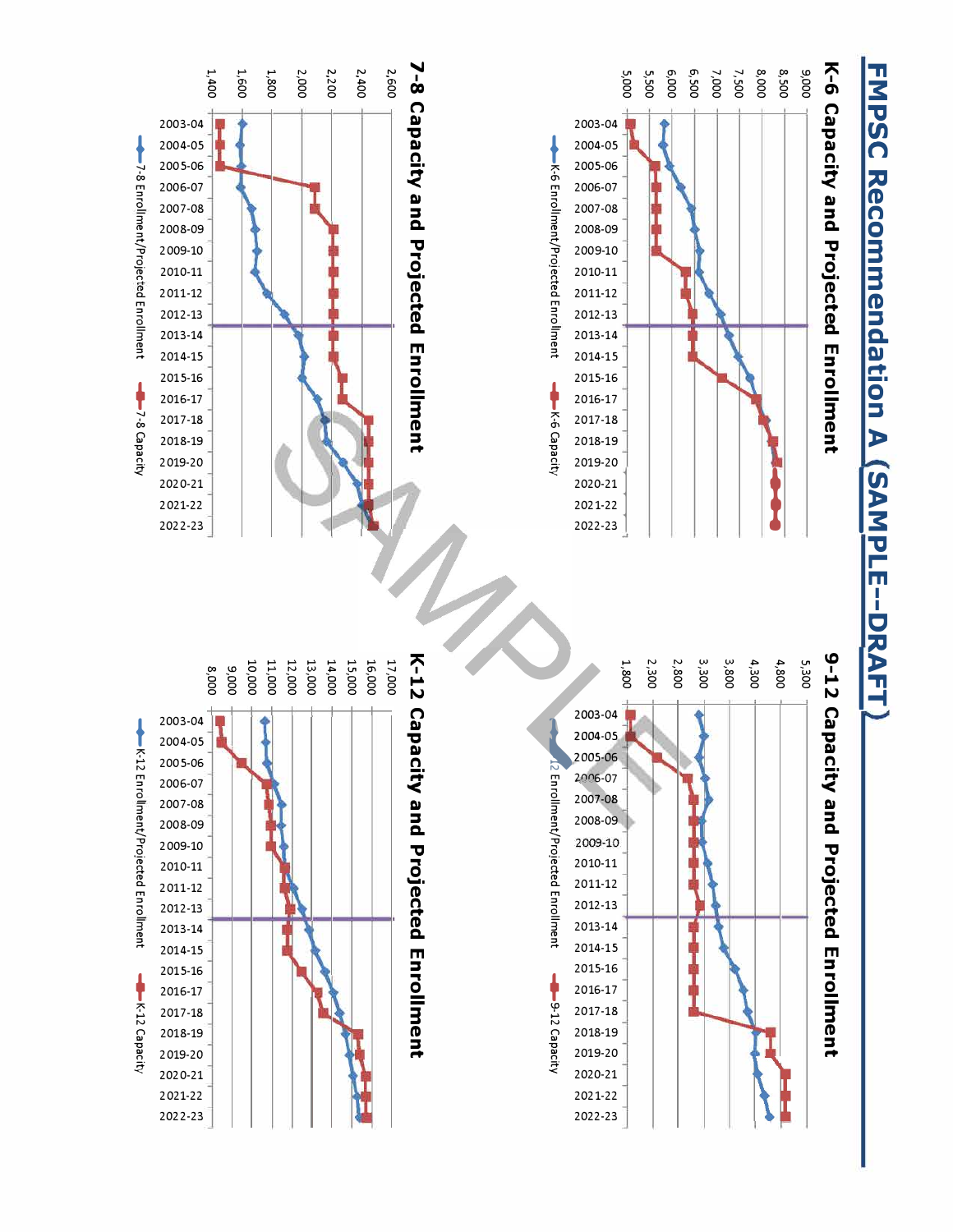# FMPSC Recommendation A (SAMPLE--DRAFT)

## K-6 Capacity and Projected Enrollment

Y-axis: 5,000 – 9,000

X-axis: 2003-04, 2004-05, 2005-06, 2006-07, 2007-08, 2008-09, 2009-10, 2010-11, 2011-12, 2012-13, 2013-14, 2014-15, 2015-16, 2016-17, 2017-18, 2018-19, 2019-20, 2020-21, 2021-22, 2022-23

Legend: K-6 Enrollment/Projected Enrollment; K-6 Capacity

## 9-12 Capacity and Projected Enrollment

Y-axis: 1,800 – 5,300

X-axis: 2003-04, 2004-05, 2005-06, 2006-07, 2007-08, 2008-09, 2009-10, 2010-11, 2011-12, 2012-13, 2013-14, 2014-15, 2015-16, 2016-17, 2017-18, 2018-19, 2019-20, 2020-21, 2021-22, 2022-23

Legend: 9-12 Enrollment/Projected Enrollment; 9-12 Capacity

## 7-8 Capacity and Projected Enrollment

Y-axis: 1,400 – 2,600

X-axis: 2003-04, 2004-05, 2005-06, 2006-07, 2007-08, 2008-09, 2009-10, 2010-11, 2011-12, 2012-13, 2013-14, 2014-15, 2015-16, 2016-17, 2017-18, 2018-19, 2019-20, 2020-21, 2021-22, 2022-23

Legend: 7-8 Enrollment/Projected Enrollment; 7-8 Capacity

## K-12 Capacity and Projected Enrollment

Y-axis: 8,000 – 17,000

X-axis: 2003-04, 2004-05, 2005-06, 2006-07, 2007-08, 2008-09, 2009-10, 2010-11, 2011-12, 2012-13, 2013-14, 2014-15, 2015-16, 2016-17, 2017-18, 2018-19, 2019-20, 2020-21, 2021-22, 2022-23

Legend: K-12 Enrollment/Projected Enrollment; K-12 Capacity

SAMPLE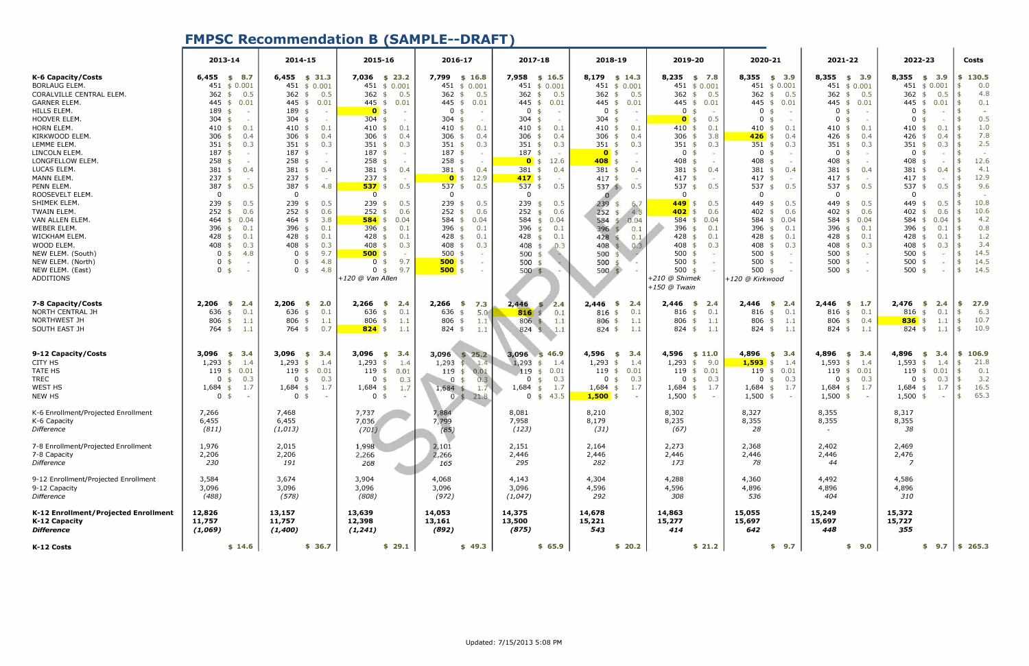# FMPSC Recommendation B (SAMPLE--DRAFT)

| | 2013-14 | | 2014-15 | | 2015-16 | | 2016-17 | | 2017-18 | | 2018-19 | | 2019-20 | | 2020-21 | | 2021-22 | | 2022-23 | | Costs |
|---|---|---|---|---|---|---|---|---|---|---|---|---|---|---|---|---|---|---|---|---|---|
| **K-6 Capacity/Costs** | **6,455** | **$ 8.7** | **6,455** | **$ 31.3** | **7,036** | **$ 23.2** | **7,799** | **$ 16.8** | **7,958** | **$ 16.5** | **8,179** | **$ 14.3** | **8,235** | **$ 7.8** | **8,355** | **$ 3.9** | **8,355** | **$ 3.9** | **8,355** | **$ 3.9** | **$ 130.5** |
| BORLAUG ELEM. | 451 | $ 0.001 | 451 | $ 0.001 | 451 | $ 0.001 | 451 | $ 0.001 | 451 | $ 0.001 | 451 | $ 0.001 | 451 | $ 0.001 | 451 | $ 0.001 | 451 | $ 0.001 | 451 | $ 0.001 | $ 0.0 |
| CORALVILLE CENTRAL ELEM. | 362 | $ 0.5 | 362 | $ 0.5 | 362 | $ 0.5 | 362 | $ 0.5 | 362 | $ 0.5 | 362 | $ 0.5 | 362 | $ 0.5 | 362 | $ 0.5 | 362 | $ 0.5 | 362 | $ 0.5 | $ 4.8 |
| GARNER ELEM. | 445 | $ 0.01 | 445 | $ 0.01 | 445 | $ 0.01 | 445 | $ 0.01 | 445 | $ 0.01 | 445 | $ 0.01 | 445 | $ 0.01 | 445 | $ 0.01 | 445 | $ 0.01 | 445 | $ 0.01 | $ 0.1 |
| HILLS ELEM. | 189 | $ - | 189 | $ - | **0** | $ - | 0 | $ - | 0 | $ - | 0 | $ - | 0 | $ - | 0 | $ - | 0 | $ - | 0 | $ - | $ - |
| HOOVER ELEM. | 304 | $ - | 304 | $ - | 304 | $ - | 304 | $ - | 304 | $ - | 304 | $ - | **0** | $ 0.5 | 0 | $ - | 0 | $ - | 0 | $ - | $ 0.5 |
| HORN ELEM. | 410 | $ 0.1 | 410 | $ 0.1 | 410 | $ 0.1 | 410 | $ 0.1 | 410 | $ 0.1 | 410 | $ 0.1 | 410 | $ 0.1 | 410 | $ 0.1 | 410 | $ 0.1 | 410 | $ 0.1 | $ 1.0 |
| KIRKWOOD ELEM. | 306 | $ 0.4 | 306 | $ 0.4 | 306 | $ 0.4 | 306 | $ 0.4 | 306 | $ 0.4 | 306 | $ 0.4 | 306 | $ 3.8 | **426** | $ 0.4 | 426 | $ 0.4 | 426 | $ 0.4 | $ 7.8 |
| LEMME ELEM. | 351 | $ 0.3 | 351 | $ 0.3 | 351 | $ 0.3 | 351 | $ 0.3 | 351 | $ 0.3 | 351 | $ 0.3 | 351 | $ 0.3 | 351 | $ 0.3 | 351 | $ 0.3 | 351 | $ 0.3 | $ 2.5 |
| LINCOLN ELEM. | 187 | $ - | 187 | $ - | 187 | $ - | 187 | $ - | 187 | $ - | **0** | $ - | 0 | $ - | 0 | $ - | 0 | $ - | 0 | $ - | $ - |
| LONGFELLOW ELEM. | 258 | $ - | 258 | $ - | 258 | $ - | 258 | $ - | **0** | $ 12.6 | **408** | $ - | 408 | $ - | 408 | $ - | 408 | $ - | 408 | $ - | $ 12.6 |
| LUCAS ELEM. | 381 | $ 0.4 | 381 | $ 0.4 | 381 | $ 0.4 | 381 | $ 0.4 | 381 | $ 0.4 | 381 | $ 0.4 | 381 | $ 0.4 | 381 | $ 0.4 | 381 | $ 0.4 | 381 | $ 0.4 | $ 4.1 |
| MANN ELEM. | 237 | $ - | 237 | $ - | 237 | $ - | **0** | $ 12.9 | **417** | $ - | 417 | $ - | 417 | $ - | 417 | $ - | 417 | $ - | 417 | $ - | $ 12.9 |
| PENN ELEM. | 387 | $ 0.5 | 387 | $ 4.8 | **537** | $ 0.5 | 537 | $ 0.5 | 537 | $ 0.5 | 537 | $ 0.5 | 537 | $ 0.5 | 537 | $ 0.5 | 537 | $ 0.5 | 537 | $ 0.5 | $ 9.6 |
| ROOSEVELT ELEM. | 0 | | 0 | | 0 | | 0 | | 0 | | 0 | | 0 | | 0 | | 0 | | 0 | | $ - |
| SHIMEK ELEM. | 239 | $ 0.5 | 239 | $ 0.5 | 239 | $ 0.5 | 239 | $ 0.5 | 239 | $ 0.5 | 239 | $ 6.7 | **449** | $ 0.5 | 449 | $ 0.5 | 449 | $ 0.5 | 449 | $ 0.5 | $ 10.8 |
| TWAIN ELEM. | 252 | $ 0.6 | 252 | $ 0.6 | 252 | $ 0.6 | 252 | $ 0.6 | 252 | $ 0.6 | 252 | $ 4.8 | **402** | $ 0.6 | 402 | $ 0.6 | 402 | $ 0.6 | 402 | $ 0.6 | $ 10.6 |
| VAN ALLEN ELEM. | 464 | $ 0.04 | 464 | $ 3.8 | **584** | $ 0.04 | 584 | $ 0.04 | 584 | $ 0.04 | 584 | $ 0.04 | 584 | $ 0.04 | 584 | $ 0.04 | 584 | $ 0.04 | 584 | $ 0.04 | $ 4.2 |
| WEBER ELEM. | 396 | $ 0.1 | 396 | $ 0.1 | 396 | $ 0.1 | 396 | $ 0.1 | 396 | $ 0.1 | 396 | $ 0.1 | 396 | $ 0.1 | 396 | $ 0.1 | 396 | $ 0.1 | 396 | $ 0.1 | $ 0.8 |
| WICKHAM ELEM. | 428 | $ 0.1 | 428 | $ 0.1 | 428 | $ 0.1 | 428 | $ 0.1 | 428 | $ 0.1 | 428 | $ 0.1 | 428 | $ 0.1 | 428 | $ 0.1 | 428 | $ 0.1 | 428 | $ 0.1 | $ 1.2 |
| WOOD ELEM. | 408 | $ 0.3 | 408 | $ 0.3 | 408 | $ 0.3 | 408 | $ 0.3 | 408 | $ 0.3 | 408 | $ 0.3 | 408 | $ 0.3 | 408 | $ 0.3 | 408 | $ 0.3 | 408 | $ 0.3 | $ 3.4 |
| NEW ELEM. (South) | 0 | $ 4.8 | 0 | $ 9.7 | **500** | $ - | 500 | $ - | 500 | $ - | 500 | $ - | 500 | $ - | 500 | $ - | 500 | $ - | 500 | $ - | $ 14.5 |
| NEW ELEM. (North) | 0 | $ - | 0 | $ 4.8 | 0 | $ 9.7 | **500** | $ - | 500 | $ - | 500 | $ - | 500 | $ - | 500 | $ - | 500 | $ - | 500 | $ - | $ 14.5 |
| NEW ELEM. (East) | 0 | $ - | 0 | $ 4.8 | 0 | $ 9.7 | **500** | $ - | 500 | $ - | 500 | $ - | 500 | $ - | 500 | $ - | 500 | $ - | 500 | $ - | $ 14.5 |
| ADDITIONS | | | | | *+120 @ Van Allen* | | | | | | | | *+210 @ Shimek* *+150 @ Twain* | | *+120 @ Kirkwood* | | | | | | |
| | | | | | | | | | | | | | | | | | | | | | |
| **7-8 Capacity/Costs** | **2,206** | **$ 2.4** | **2,206** | **$ 2.0** | **2,266** | **$ 2.4** | **2,266** | **$ 7.3** | **2,446** | **$ 2.4** | **2,446** | **$ 2.4** | **2,446** | **$ 2.4** | **2,446** | **$ 2.4** | **2,446** | **$ 1.7** | **2,476** | **$ 2.4** | **$ 27.9** |
| NORTH CENTRAL JH | 636 | $ 0.1 | 636 | $ 0.1 | 636 | $ 0.1 | 636 | $ 5.0 | **816** | $ 0.1 | 816 | $ 0.1 | 816 | $ 0.1 | 816 | $ 0.1 | 816 | $ 0.1 | 816 | $ 0.1 | $ 6.3 |
| NORTHWEST JH | 806 | $ 1.1 | 806 | $ 1.1 | 806 | $ 1.1 | 806 | $ 1.1 | 806 | $ 1.1 | 806 | $ 1.1 | 806 | $ 1.1 | 806 | $ 1.1 | 806 | $ 0.4 | **836** | $ 1.1 | $ 10.7 |
| SOUTH EAST JH | 764 | $ 1.1 | 764 | $ 0.7 | **824** | $ 1.1 | 824 | $ 1.1 | 824 | $ 1.1 | 824 | $ 1.1 | 824 | $ 1.1 | 824 | $ 1.1 | 824 | $ 1.1 | 824 | $ 1.1 | $ 10.9 |
| | | | | | | | | | | | | | | | | | | | | | |
| **9-12 Capacity/Costs** | **3,096** | **$ 3.4** | **3,096** | **$ 3.4** | **3,096** | **$ 3.4** | **3,096** | **$ 25.2** | **3,096** | **$ 46.9** | **4,596** | **$ 3.4** | **4,596** | **$ 11.0** | **4,896** | **$ 3.4** | **4,896** | **$ 3.4** | **4,896** | **$ 3.4** | **$ 106.9** |
| CITY HS | 1,293 | $ 1.4 | 1,293 | $ 1.4 | 1,293 | $ 1.4 | 1,293 | $ 1.4 | 1,293 | $ 1.4 | 1,293 | $ 1.4 | 1,293 | $ 9.0 | **1,593** | $ 1.4 | 1,593 | $ 1.4 | 1,593 | $ 1.4 | $ 21.8 |
| TATE HS | 119 | $ 0.01 | 119 | $ 0.01 | 119 | $ 0.01 | 119 | $ 0.01 | 119 | $ 0.01 | 119 | $ 0.01 | 119 | $ 0.01 | 119 | $ 0.01 | 119 | $ 0.01 | 119 | $ 0.01 | $ 0.1 |
| TREC | 0 | $ 0.3 | 0 | $ 0.3 | 0 | $ 0.3 | 0 | $ 0.3 | 0 | $ 0.3 | 0 | $ 0.3 | 0 | $ 0.3 | 0 | $ 0.3 | 0 | $ 0.3 | 0 | $ 0.3 | $ 3.2 |
| WEST HS | 1,684 | $ 1.7 | 1,684 | $ 1.7 | 1,684 | $ 1.7 | 1,684 | $ 1.7 | 1,684 | $ 1.7 | 1,684 | $ 1.7 | 1,684 | $ 1.7 | 1,684 | $ 1.7 | 1,684 | $ 1.7 | 1,684 | $ 1.7 | $ 16.5 |
| NEW HS | 0 | $ - | 0 | $ - | 0 | $ - | 0 | $ 21.8 | 0 | $ 43.5 | **1,500** | $ - | 1,500 | $ - | 1,500 | $ - | 1,500 | $ - | 1,500 | $ - | $ 65.3 |
| | | | | | | | | | | | | | | | | | | | | | |
| K-6 Enrollment/Projected Enrollment | 7,266 | | 7,468 | | 7,737 | | 7,884 | | 8,081 | | 8,210 | | 8,302 | | 8,327 | | 8,355 | | 8,317 | | |
| K-6 Capacity | 6,455 | | 6,455 | | 7,036 | | 7,799 | | 7,958 | | 8,179 | | 8,235 | | 8,355 | | 8,355 | | 8,355 | | |
| *Difference* | *(811)* | | *(1,013)* | | *(701)* | | *(85)* | | *(123)* | | *(31)* | | *(67)* | | *28* | | *-* | | *38* | | |
| | | | | | | | | | | | | | | | | | | | | | |
| 7-8 Enrollment/Projected Enrollment | 1,976 | | 2,015 | | 1,998 | | 2,101 | | 2,151 | | 2,164 | | 2,273 | | 2,368 | | 2,402 | | 2,469 | | |
| 7-8 Capacity | 2,206 | | 2,206 | | 2,266 | | 2,266 | | 2,446 | | 2,446 | | 2,446 | | 2,446 | | 2,446 | | 2,476 | | |
| *Difference* | *230* | | *191* | | *268* | | *165* | | *295* | | *282* | | *173* | | *78* | | *44* | | *7* | | |
| | | | | | | | | | | | | | | | | | | | | | |
| 9-12 Enrollment/Projected Enrollment | 3,584 | | 3,674 | | 3,904 | | 4,068 | | 4,143 | | 4,304 | | 4,288 | | 4,360 | | 4,492 | | 4,586 | | |
| 9-12 Capacity | 3,096 | | 3,096 | | 3,096 | | 3,096 | | 3,096 | | 4,596 | | 4,596 | | 4,896 | | 4,896 | | 4,896 | | |
| *Difference* | *(488)* | | *(578)* | | *(808)* | | *(972)* | | *(1,047)* | | *292* | | *308* | | *536* | | *404* | | *310* | | |
| | | | | | | | | | | | | | | | | | | | | | |
| **K-12 Enrollment/Projected Enrollment** | **12,826** | | **13,157** | | **13,639** | | **14,053** | | **14,375** | | **14,678** | | **14,863** | | **15,055** | | **15,249** | | **15,372** | | |
| **K-12 Capacity** | **11,757** | | **11,757** | | **12,398** | | **13,161** | | **13,500** | | **15,221** | | **15,277** | | **15,697** | | **15,697** | | **15,727** | | |
| ***Difference*** | ***(1,069)*** | | ***(1,400)*** | | ***(1,241)*** | | ***(892)*** | | ***(875)*** | | ***543*** | | ***414*** | | ***642*** | | ***448*** | | ***355*** | | |
| | | | | | | | | | | | | | | | | | | | | | |
| **K-12 Costs** | | **$ 14.6** | | **$ 36.7** | | **$ 29.1** | | **$ 49.3** | | **$ 65.9** | | **$ 20.2** | | **$ 21.2** | | **$ 9.7** | | **$ 9.0** | | **$ 9.7** | **$ 265.3** |

Updated: 7/15/2013 5:08 PM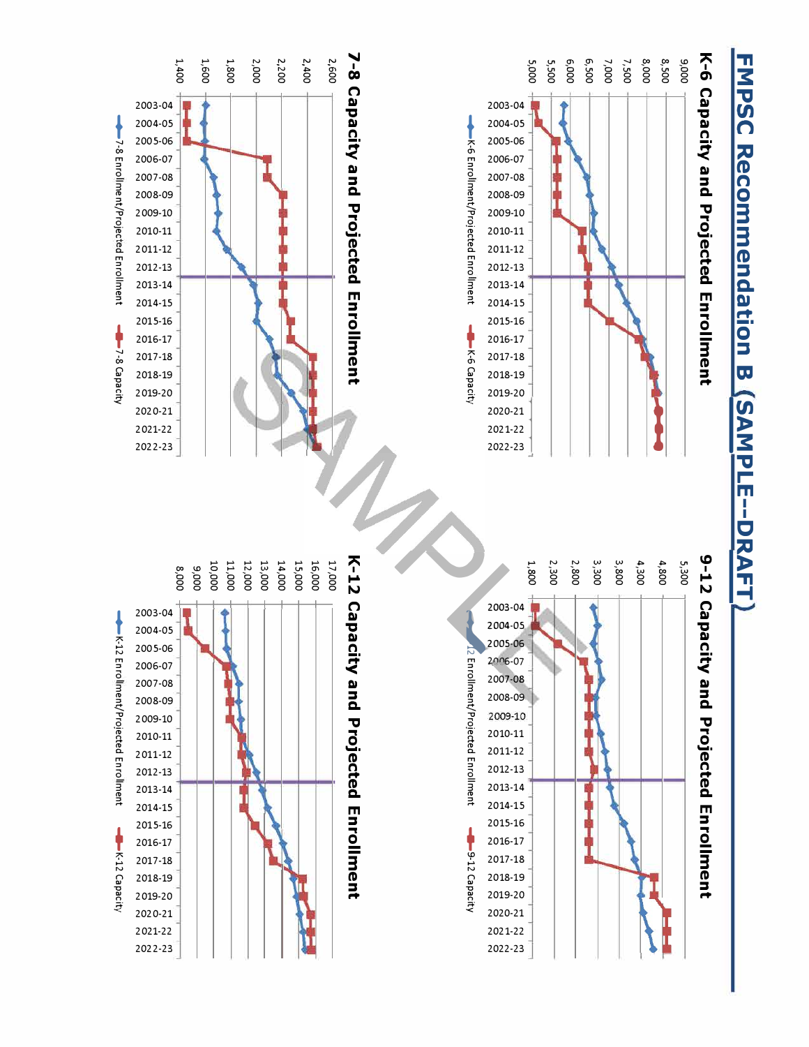# FMPSC Recommendation B (SAMPLE--DRAFT)

## K-6 Capacity and Projected Enrollment

9,000
8,500
8,000
7,500
7,000
6,500
6,000
5,500
5,000

2003-04
2004-05
2005-06
2006-07
2007-08
2008-09
2009-10
2010-11
2011-12
2012-13
2013-14
2014-15
2015-16
2016-17
2017-18
2018-19
2019-20
2020-21
2021-22
2022-23

K-6 Enrollment/Projected Enrollment
K-6 Capacity

## 9-12 Capacity and Projected Enrollment

5,300
4,800
4,300
3,800
3,300
2,800
2,300
1,800

2003-04
2004-05
2005-06
2006-07
2007-08
2008-09
2009-10
2010-11
2011-12
2012-13
2013-14
2014-15
2015-16
2016-17
2017-18
2018-19
2019-20
2020-21
2021-22
2022-23

9-12 Enrollment/Projected Enrollment
9-12 Capacity

## 7-8 Capacity and Projected Enrollment

2,600
2,400
2,200
2,000
1,800
1,600
1,400

2003-04
2004-05
2005-06
2006-07
2007-08
2008-09
2009-10
2010-11
2011-12
2012-13
2013-14
2014-15
2015-16
2016-17
2017-18
2018-19
2019-20
2020-21
2021-22
2022-23

7-8 Enrollment/Projected Enrollment
7-8 Capacity

## K-12 Capacity and Projected Enrollment

17,000
16,000
15,000
14,000
13,000
12,000
11,000
10,000
9,000
8,000

2003-04
2004-05
2005-06
2006-07
2007-08
2008-09
2009-10
2010-11
2011-12
2012-13
2013-14
2014-15
2015-16
2016-17
2017-18
2018-19
2019-20
2020-21
2021-22
2022-23

K-12 Enrollment/Projected Enrollment
K-12 Capacity

SAMPLE